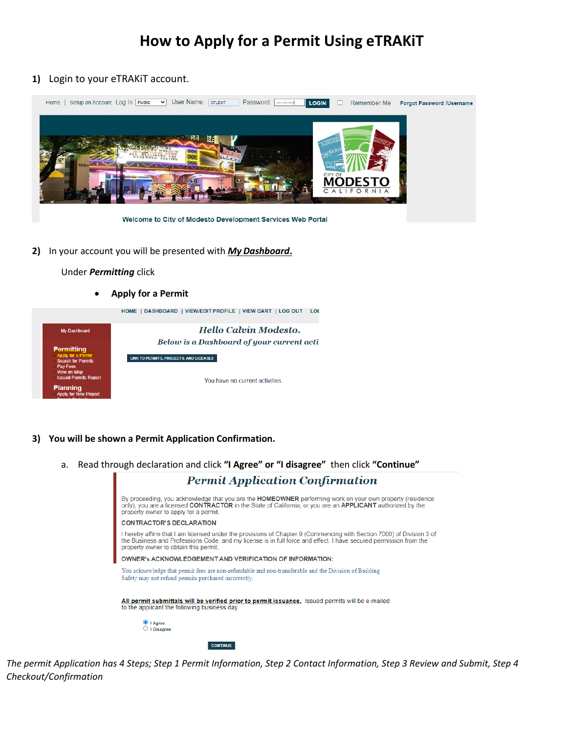# How to Apply for a Permit Using eTRAKiT

**1)** Login to your eTRAKiT account.

Home | Setup an Account Log In Public User Name: CFLEM7 Password: LOGIN Remember Me Forgot Password /Username

Welcome to City of Modesto Development Services Web Portal

**2)** In your account you will be presented with ***My Dashboard.***

Under ***Permitting*** click

- **Apply for a Permit**

HOME | DASHBOARD | VIEW/EDIT PROFILE | VIEW CART | LOG OUT | LOC

My Dashboard

Permitting
- Apply for a Permit
- Search for Permits
- Pay Fees
- View on Map
- Issued Permits Report

Planning
- Apply for New Project

*Hello Calvin Modesto.*

*Below is a Dashboard of your current acti*

LINK TO PERMITS, PROJECTS, AND LICENSES

You have no current activities.

**3) You will be shown a Permit Application Confirmation.**

a. Read through declaration and click **"I Agree" or "I disagree"** then click **"Continue"**

## Permit Application Confirmation

By proceeding, you acknowledge that you are the **HOMEOWNER** performing work on your own property (residence only), you are a licensed **CONTRACTOR** in the State of California, or you are an **APPLICANT** authorized by the property owner to apply for a permit.

**CONTRACTOR'S DECLARATION**

I hereby affirm that I am licensed under the provisions of Chapter 9 (Commencing with Section 7000) of Division 3 of the Business and Professions Code, and my license is in full force and effect. I have secured permission from the property owner to obtain this permit.

**OWNER's ACKNOWLEDGEMENT AND VERIFICATION OF INFORMATION:**

You acknowledge that permit fees are non-refundable and non-transferable and the Division of Building Safety may not refund permits purchased incorrectly.

**All permit submittals will be verified prior to permit issuance.** Issued permits will be e-mailed to the applicant the following business day.

- I Agree
- I Disagree

CONTINUE

*The permit Application has 4 Steps; Step 1 Permit Information, Step 2 Contact Information, Step 3 Review and Submit, Step 4 Checkout/Confirmation*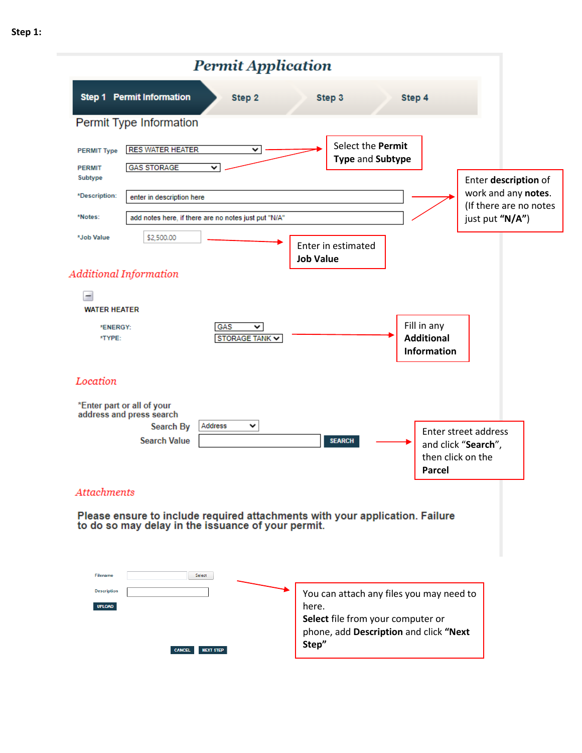**Step 1:**

# Permit Application

**Step 1 Permit Information** | Step 2 | Step 3 | Step 4

## Permit Type Information

PERMIT Type: RES WATER HEATER

PERMIT Subtype: GAS STORAGE

*Description: enter in description here

*Notes: add notes here, if there are no notes just put "N/A"

*Job Value: $2,500.00

> Select the **Permit Type** and **Subtype**

> Enter **description** of work and any **notes**. (If there are no notes just put **"N/A"**)

> Enter in estimated **Job Value**

### *Additional Information*

WATER HEATER

*ENERGY: GAS

*TYPE: STORAGE TANK

> Fill in any **Additional Information**

### *Location*

*Enter part or all of your address and press search

Search By: Address

Search Value: SEARCH

> Enter street address and click "**Search**", then click on the **Parcel**

### *Attachments*

**Please ensure to include required attachments with your application. Failure to do so may delay in the issuance of your permit.**

Filename: Select

Description:

UPLOAD

CANCEL | NEXT STEP

> You can attach any files you may need to here.
> **Select** file from your computer or phone, add **Description** and click **"Next Step"**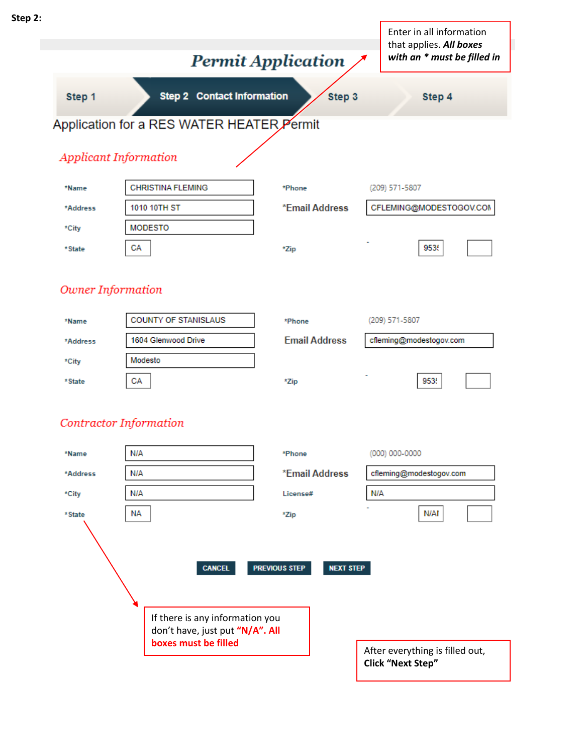**Step 2:**

Enter in all information that applies. ***All boxes with an * must be filled in***

# Permit Application

Step 1 | **Step 2 Contact Information** | Step 3 | Step 4

Application for a RES WATER HEATER Permit

## Applicant Information

| | | | |
|---|---|---|---|
| *Name | CHRISTINA FLEMING | *Phone | (209) 571-5807 |
| *Address | 1010 10TH ST | *Email Address | CFLEMING@MODESTOGOV.COM |
| *City | MODESTO | | |
| *State | CA | *Zip | 953! - |

## Owner Information

| | | | |
|---|---|---|---|
| *Name | COUNTY OF STANISLAUS | *Phone | (209) 571-5807 |
| *Address | 1604 Glenwood Drive | Email Address | cfleming@modestogov.com |
| *City | Modesto | | |
| *State | CA | *Zip | 953! - |

## Contractor Information

| | | | |
|---|---|---|---|
| *Name | N/A | *Phone | (000) 000-0000 |
| *Address | N/A | *Email Address | cfleming@modestogov.com |
| *City | N/A | License# | N/A |
| *State | NA | *Zip | N/A! - |

CANCEL | PREVIOUS STEP | NEXT STEP

If there is any information you don't have, just put **"N/A". All boxes must be filled**

After everything is filled out, **Click "Next Step"**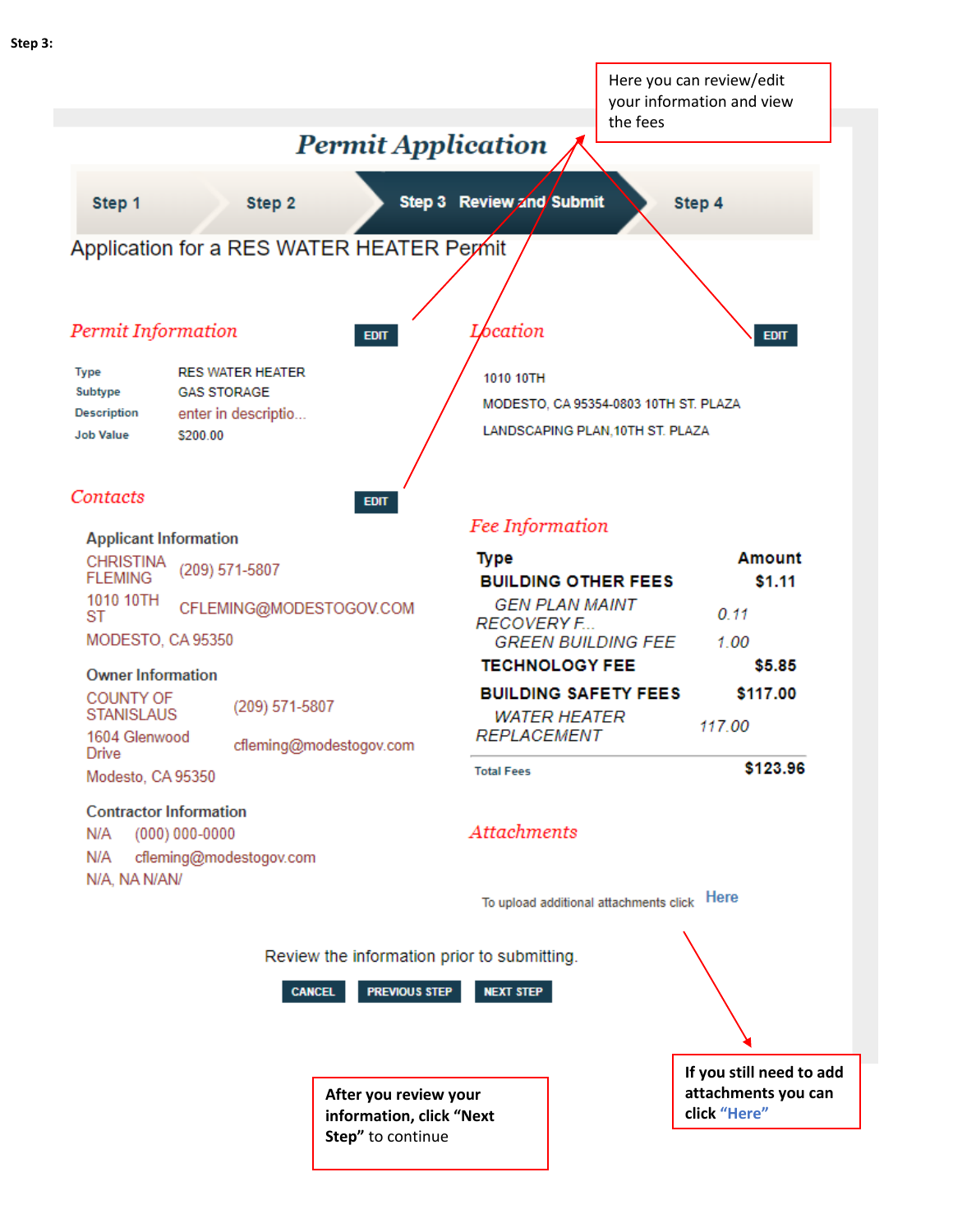**Step 3:**

> Here you can review/edit your information and view the fees

# Permit Application

Step 1 | Step 2 | **Step 3 Review and Submit** | Step 4

Application for a RES WATER HEATER Permit

## Permit Information

EDIT

| | |
|---|---|
| Type | RES WATER HEATER |
| Subtype | GAS STORAGE |
| Description | enter in descriptio... |
| Job Value | $200.00 |

## Location

EDIT

1010 10TH

MODESTO, CA 95354-0803 10TH ST. PLAZA

LANDSCAPING PLAN,10TH ST. PLAZA

## Contacts

EDIT

**Applicant Information**

CHRISTINA FLEMING (209) 571-5807

1010 10TH ST CFLEMING@MODESTOGOV.COM

MODESTO, CA 95350

**Owner Information**

COUNTY OF STANISLAUS (209) 571-5807

1604 Glenwood Drive cfleming@modestogov.com

Modesto, CA 95350

**Contractor Information**

N/A (000) 000-0000

N/A cfleming@modestogov.com

N/A, NA N/AN/

## Fee Information

| Type | Amount |
|---|---|
| **BUILDING OTHER FEES** | **$1.11** |
| *GEN PLAN MAINT RECOVERY F...* | *0.11* |
| *GREEN BUILDING FEE* | *1.00* |
| **TECHNOLOGY FEE** | **$5.85** |
| **BUILDING SAFETY FEES** | **$117.00** |
| *WATER HEATER REPLACEMENT* | *117.00* |
| Total Fees | **$123.96** |

## Attachments

To upload additional attachments click Here

Review the information prior to submitting.

CANCEL | PREVIOUS STEP | NEXT STEP

> **After you review your information, click "Next Step"** to continue

> **If you still need to add attachments you can click "Here"**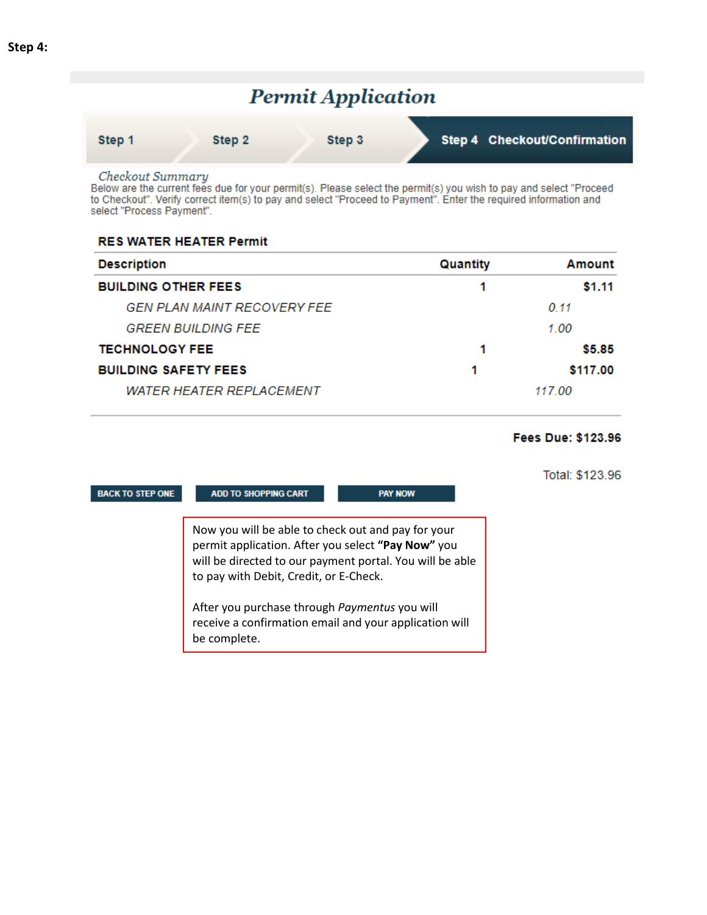**Step 4:**

# Permit Application

Step 1 | Step 2 | Step 3 | **Step 4 Checkout/Confirmation**

*Checkout Summary*

Below are the current fees due for your permit(s). Please select the permit(s) you wish to pay and select "Proceed to Checkout". Verify correct item(s) to pay and select "Proceed to Payment". Enter the required information and select "Process Payment".

**RES WATER HEATER Permit**

| Description | Quantity | | Amount |
|---|---|---|---|
| **BUILDING OTHER FEES** | 1 | | **$1.11** |
| *GEN PLAN MAINT RECOVERY FEE* | | *0.11* | |
| *GREEN BUILDING FEE* | | *1.00* | |
| **TECHNOLOGY FEE** | 1 | | **$5.85** |
| **BUILDING SAFETY FEES** | 1 | | **$117.00** |
| *WATER HEATER REPLACEMENT* | | *117.00* | |

**Fees Due: $123.96**

Total: $123.96

BACK TO STEP ONE | ADD TO SHOPPING CART | PAY NOW

Now you will be able to check out and pay for your permit application. After you select **"Pay Now"** you will be directed to our payment portal. You will be able to pay with Debit, Credit, or E-Check.

After you purchase through *Paymentus* you will receive a confirmation email and your application will be complete.